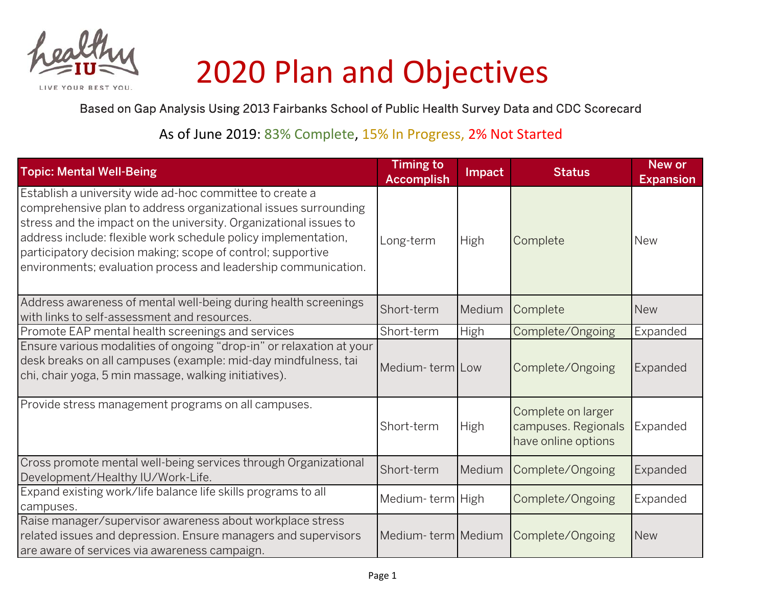# 2020 Plan and Objectives

Based on Gap Analysis Using 2013 Fairbanks School of Public Health Survey Data and CDC Scorecard

As of June 2019: 83% Complete, 15% In Progress, 2% Not Started

| Topic: Mental Well-Being | Timing to Accomplish | Impact | Status | New or Expansion |
|---|---|---|---|---|
| Establish a university wide ad-hoc committee to create a comprehensive plan to address organizational issues surrounding stress and the impact on the university. Organizational issues to address include: flexible work schedule policy implementation, participatory decision making; scope of control; supportive environments; evaluation process and leadership communication. | Long-term | High | Complete | New |
| Address awareness of mental well-being during health screenings with links to self-assessment and resources. | Short-term | Medium | Complete | New |
| Promote EAP mental health screenings and services | Short-term | High | Complete/Ongoing | Expanded |
| Ensure various modalities of ongoing "drop-in" or relaxation at your desk breaks on all campuses (example: mid-day mindfulness, tai chi, chair yoga, 5 min massage, walking initiatives). | Medium- term | Low | Complete/Ongoing | Expanded |
| Provide stress management programs on all campuses. | Short-term | High | Complete on larger campuses. Regionals have online options | Expanded |
| Cross promote mental well-being services through Organizational Development/Healthy IU/Work-Life. | Short-term | Medium | Complete/Ongoing | Expanded |
| Expand existing work/life balance life skills programs to all campuses. | Medium- term | High | Complete/Ongoing | Expanded |
| Raise manager/supervisor awareness about workplace stress related issues and depression. Ensure managers and supervisors are aware of services via awareness campaign. | Medium- term | Medium | Complete/Ongoing | New |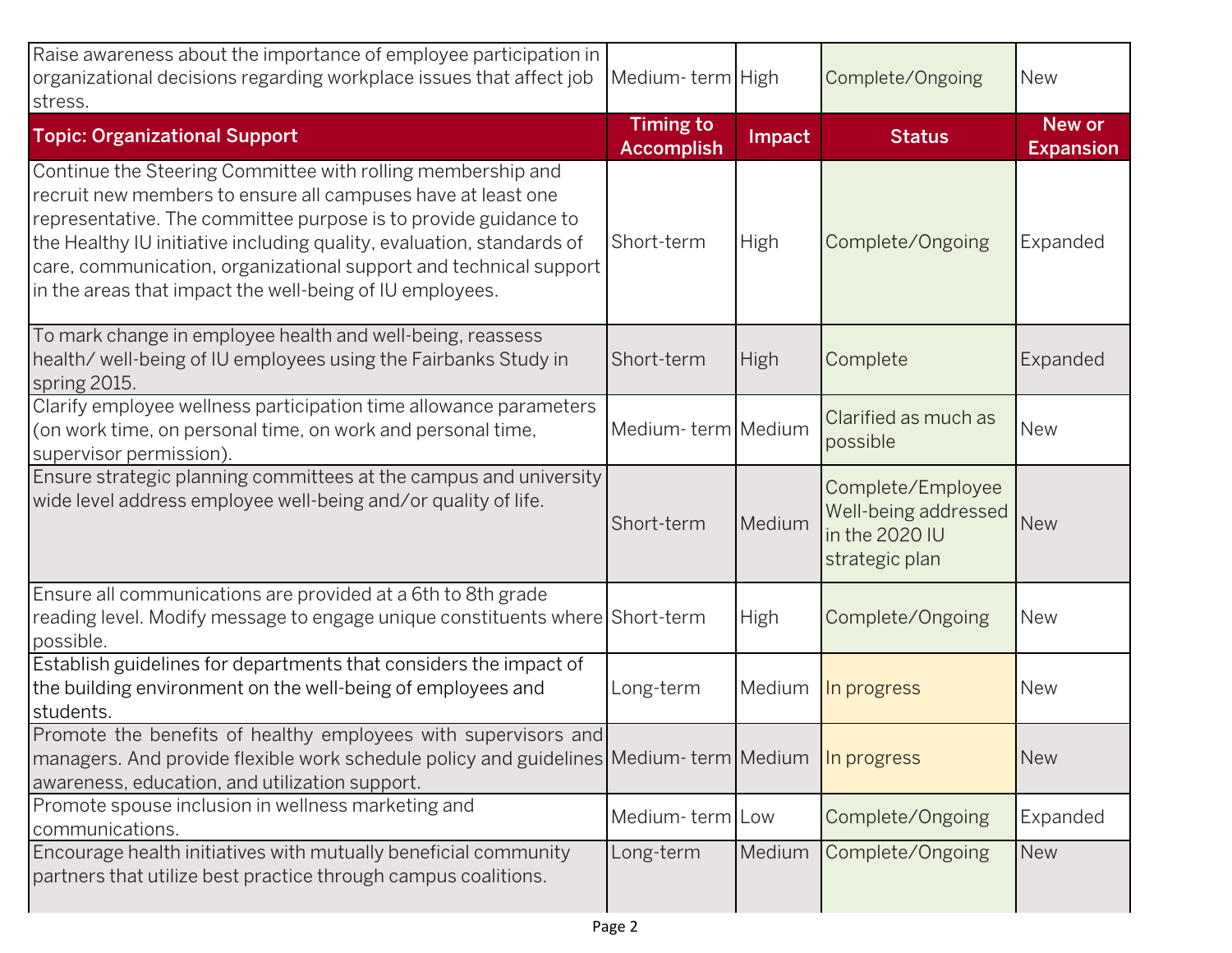| Raise awareness about the importance of employee participation in organizational decisions regarding workplace issues that affect job stress. | Medium- term | High | Complete/Ongoing | New |
|---|---|---|---|---|
| **Topic: Organizational Support** | **Timing to Accomplish** | **Impact** | **Status** | **New or Expansion** |
| Continue the Steering Committee with rolling membership and recruit new members to ensure all campuses have at least one representative. The committee purpose is to provide guidance to the Healthy IU initiative including quality, evaluation, standards of care, communication, organizational support and technical support in the areas that impact the well-being of IU employees. | Short-term | High | Complete/Ongoing | Expanded |
| To mark change in employee health and well-being, reassess health/ well-being of IU employees using the Fairbanks Study in spring 2015. | Short-term | High | Complete | Expanded |
| Clarify employee wellness participation time allowance parameters (on work time, on personal time, on work and personal time, supervisor permission). | Medium- term | Medium | Clarified as much as possible | New |
| Ensure strategic planning committees at the campus and university wide level address employee well-being and/or quality of life. | Short-term | Medium | Complete/Employee Well-being addressed in the 2020 IU strategic plan | New |
| Ensure all communications are provided at a 6th to 8th grade reading level. Modify message to engage unique constituents where possible. | Short-term | High | Complete/Ongoing | New |
| Establish guidelines for departments that considers the impact of the building environment on the well-being of employees and students. | Long-term | Medium | In progress | New |
| Promote the benefits of healthy employees with supervisors and managers. And provide flexible work schedule policy and guidelines awareness, education, and utilization support. | Medium- term | Medium | In progress | New |
| Promote spouse inclusion in wellness marketing and communications. | Medium- term | Low | Complete/Ongoing | Expanded |
| Encourage health initiatives with mutually beneficial community partners that utilize best practice through campus coalitions. | Long-term | Medium | Complete/Ongoing | New |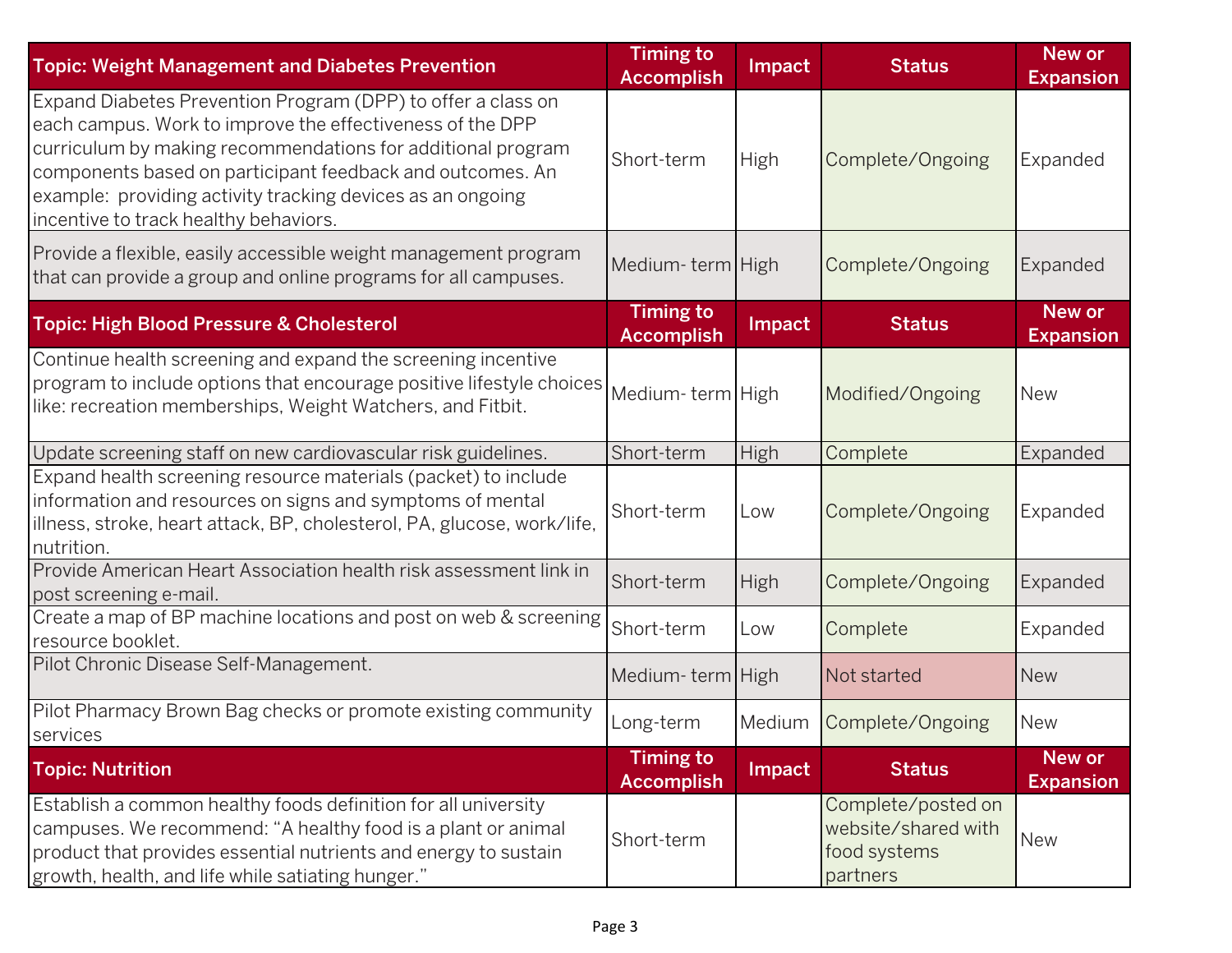| Topic: Weight Management and Diabetes Prevention | Timing to Accomplish | Impact | Status | New or Expansion |
|---|---|---|---|---|
| Expand Diabetes Prevention Program (DPP) to offer a class on each campus. Work to improve the effectiveness of the DPP curriculum by making recommendations for additional program components based on participant feedback and outcomes. An example: providing activity tracking devices as an ongoing incentive to track healthy behaviors. | Short-term | High | Complete/Ongoing | Expanded |
| Provide a flexible, easily accessible weight management program that can provide a group and online programs for all campuses. | Medium- term | High | Complete/Ongoing | Expanded |
| **Topic: High Blood Pressure & Cholesterol** | **Timing to Accomplish** | **Impact** | **Status** | **New or Expansion** |
| Continue health screening and expand the screening incentive program to include options that encourage positive lifestyle choices like: recreation memberships, Weight Watchers, and Fitbit. | Medium- term | High | Modified/Ongoing | New |
| Update screening staff on new cardiovascular risk guidelines. | Short-term | High | Complete | Expanded |
| Expand health screening resource materials (packet) to include information and resources on signs and symptoms of mental illness, stroke, heart attack, BP, cholesterol, PA, glucose, work/life, nutrition. | Short-term | Low | Complete/Ongoing | Expanded |
| Provide American Heart Association health risk assessment link in post screening e-mail. | Short-term | High | Complete/Ongoing | Expanded |
| Create a map of BP machine locations and post on web & screening resource booklet. | Short-term | Low | Complete | Expanded |
| Pilot Chronic Disease Self-Management. | Medium- term | High | Not started | New |
| Pilot Pharmacy Brown Bag checks or promote existing community services | Long-term | Medium | Complete/Ongoing | New |
| **Topic: Nutrition** | **Timing to Accomplish** | **Impact** | **Status** | **New or Expansion** |
| Establish a common healthy foods definition for all university campuses. We recommend: "A healthy food is a plant or animal product that provides essential nutrients and energy to sustain growth, health, and life while satiating hunger." | Short-term | | Complete/posted on website/shared with food systems partners | New |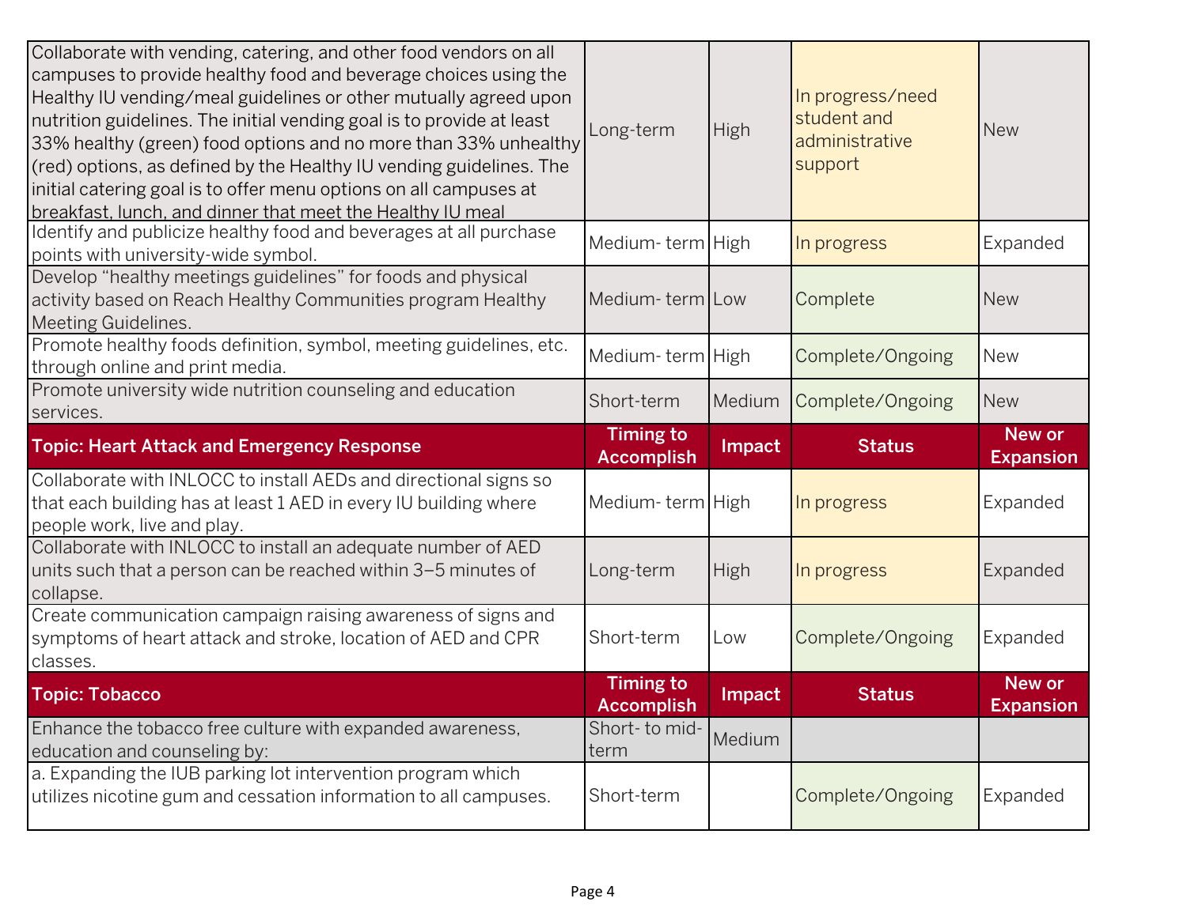| | | | | |
|---|---|---|---|---|
| Collaborate with vending, catering, and other food vendors on all campuses to provide healthy food and beverage choices using the Healthy IU vending/meal guidelines or other mutually agreed upon nutrition guidelines. The initial vending goal is to provide at least 33% healthy (green) food options and no more than 33% unhealthy (red) options, as defined by the Healthy IU vending guidelines. The initial catering goal is to offer menu options on all campuses at breakfast, lunch, and dinner that meet the Healthy IU meal | Long-term | High | In progress/need student and administrative support | New |
| Identify and publicize healthy food and beverages at all purchase points with university-wide symbol. | Medium- term | High | In progress | Expanded |
| Develop "healthy meetings guidelines" for foods and physical activity based on Reach Healthy Communities program Healthy Meeting Guidelines. | Medium- term | Low | Complete | New |
| Promote healthy foods definition, symbol, meeting guidelines, etc. through online and print media. | Medium- term | High | Complete/Ongoing | New |
| Promote university wide nutrition counseling and education services. | Short-term | Medium | Complete/Ongoing | New |
| **Topic: Heart Attack and Emergency Response** | **Timing to Accomplish** | **Impact** | **Status** | **New or Expansion** |
| Collaborate with INLOCC to install AEDs and directional signs so that each building has at least 1 AED in every IU building where people work, live and play. | Medium- term | High | In progress | Expanded |
| Collaborate with INLOCC to install an adequate number of AED units such that a person can be reached within 3–5 minutes of collapse. | Long-term | High | In progress | Expanded |
| Create communication campaign raising awareness of signs and symptoms of heart attack and stroke, location of AED and CPR classes. | Short-term | Low | Complete/Ongoing | Expanded |
| **Topic: Tobacco** | **Timing to Accomplish** | **Impact** | **Status** | **New or Expansion** |
| Enhance the tobacco free culture with expanded awareness, education and counseling by: | Short- to mid-term | Medium | | |
| a. Expanding the IUB parking lot intervention program which utilizes nicotine gum and cessation information to all campuses. | Short-term | | Complete/Ongoing | Expanded |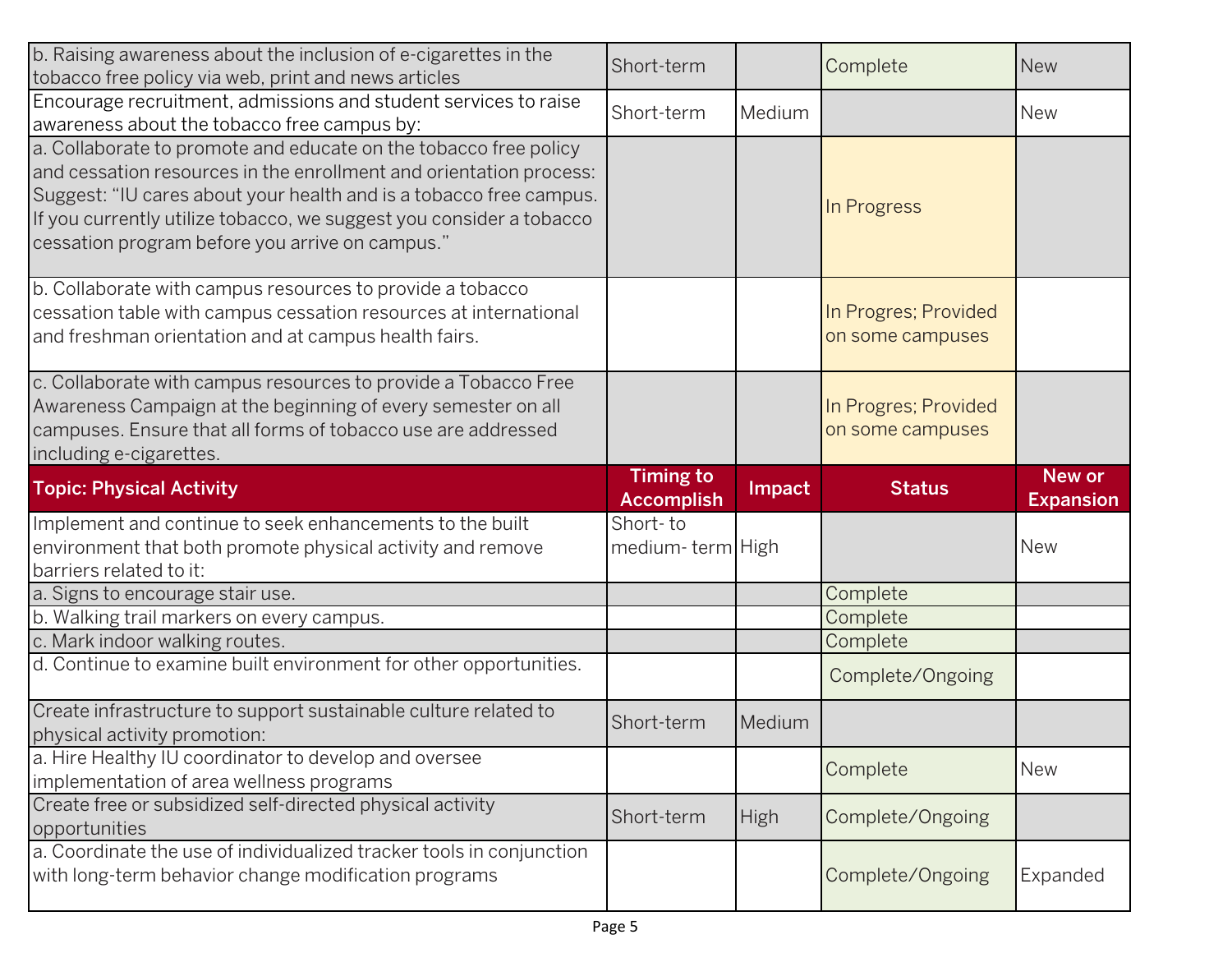| b. Raising awareness about the inclusion of e-cigarettes in the tobacco free policy via web, print and news articles | Short-term | | Complete | New |
|---|---|---|---|---|
| Encourage recruitment, admissions and student services to raise awareness about the tobacco free campus by: | Short-term | Medium | | New |
| a. Collaborate to promote and educate on the tobacco free policy and cessation resources in the enrollment and orientation process: Suggest: "IU cares about your health and is a tobacco free campus. If you currently utilize tobacco, we suggest you consider a tobacco cessation program before you arrive on campus." | | | In Progress | |
| b. Collaborate with campus resources to provide a tobacco cessation table with campus cessation resources at international and freshman orientation and at campus health fairs. | | | In Progres; Provided on some campuses | |
| c. Collaborate with campus resources to provide a Tobacco Free Awareness Campaign at the beginning of every semester on all campuses. Ensure that all forms of tobacco use are addressed including e-cigarettes. | | | In Progres; Provided on some campuses | |
| **Topic: Physical Activity** | **Timing to Accomplish** | **Impact** | **Status** | **New or Expansion** |
| Implement and continue to seek enhancements to the built environment that both promote physical activity and remove barriers related to it: | Short- to medium- term | High | | New |
| a. Signs to encourage stair use. | | | Complete | |
| b. Walking trail markers on every campus. | | | Complete | |
| c. Mark indoor walking routes. | | | Complete | |
| d. Continue to examine built environment for other opportunities. | | | Complete/Ongoing | |
| Create infrastructure to support sustainable culture related to physical activity promotion: | Short-term | Medium | | |
| a. Hire Healthy IU coordinator to develop and oversee implementation of area wellness programs | | | Complete | New |
| Create free or subsidized self-directed physical activity opportunities | Short-term | High | Complete/Ongoing | |
| a. Coordinate the use of individualized tracker tools in conjunction with long-term behavior change modification programs | | | Complete/Ongoing | Expanded |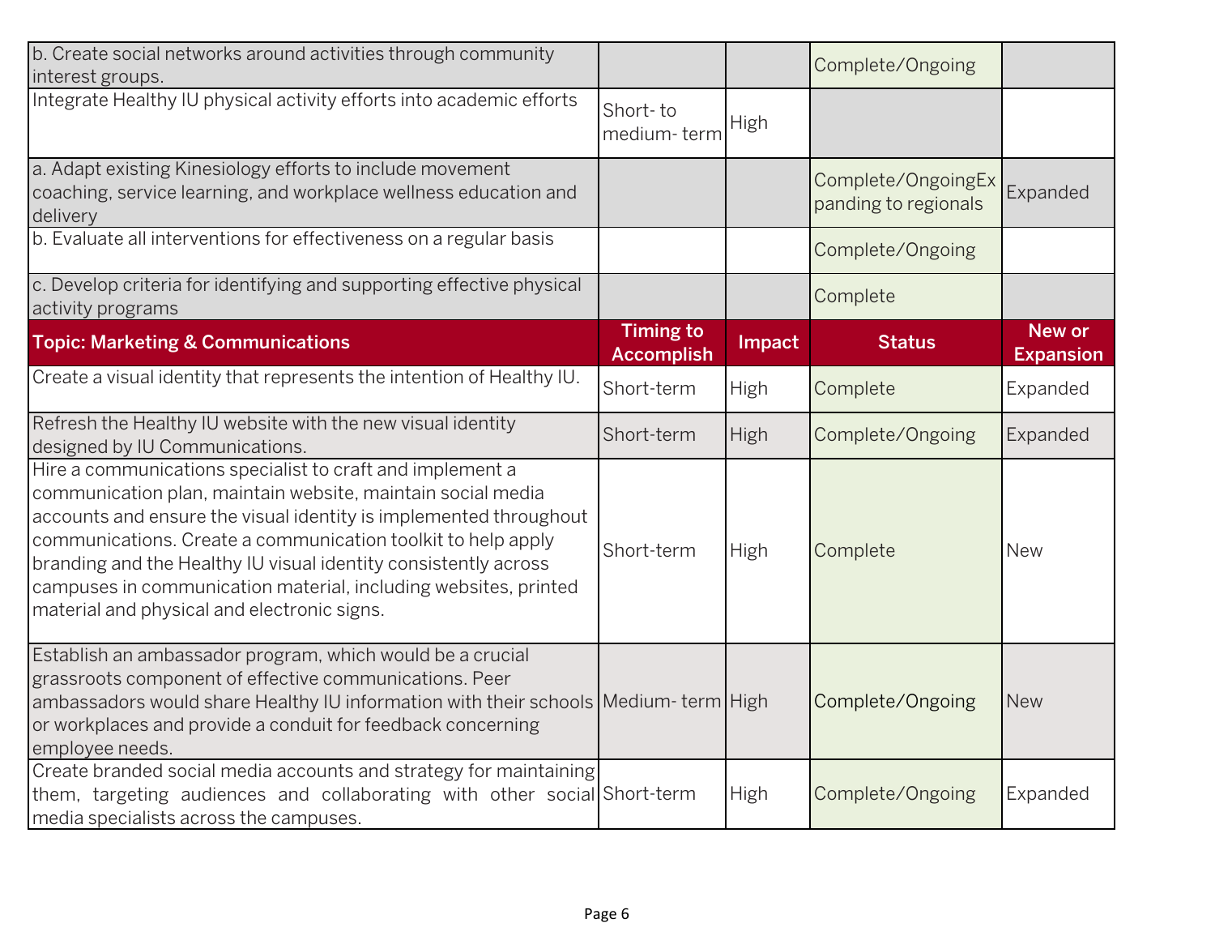| | | | | |
|---|---|---|---|---|
| b. Create social networks around activities through community interest groups. | | | Complete/Ongoing | |
| Integrate Healthy IU physical activity efforts into academic efforts | Short- to medium- term | High | | |
| a. Adapt existing Kinesiology efforts to include movement coaching, service learning, and workplace wellness education and delivery | | | Complete/OngoingExpanding to regionals | Expanded |
| b. Evaluate all interventions for effectiveness on a regular basis | | | Complete/Ongoing | |
| c. Develop criteria for identifying and supporting effective physical activity programs | | | Complete | |

| Topic: Marketing & Communications | Timing to Accomplish | Impact | Status | New or Expansion |
|---|---|---|---|---|
| Create a visual identity that represents the intention of Healthy IU. | Short-term | High | Complete | Expanded |
| Refresh the Healthy IU website with the new visual identity designed by IU Communications. | Short-term | High | Complete/Ongoing | Expanded |
| Hire a communications specialist to craft and implement a communication plan, maintain website, maintain social media accounts and ensure the visual identity is implemented throughout communications. Create a communication toolkit to help apply branding and the Healthy IU visual identity consistently across campuses in communication material, including websites, printed material and physical and electronic signs. | Short-term | High | Complete | New |
| Establish an ambassador program, which would be a crucial grassroots component of effective communications. Peer ambassadors would share Healthy IU information with their schools or workplaces and provide a conduit for feedback concerning employee needs. | Medium- term | High | Complete/Ongoing | New |
| Create branded social media accounts and strategy for maintaining them, targeting audiences and collaborating with other social media specialists across the campuses. | Short-term | High | Complete/Ongoing | Expanded |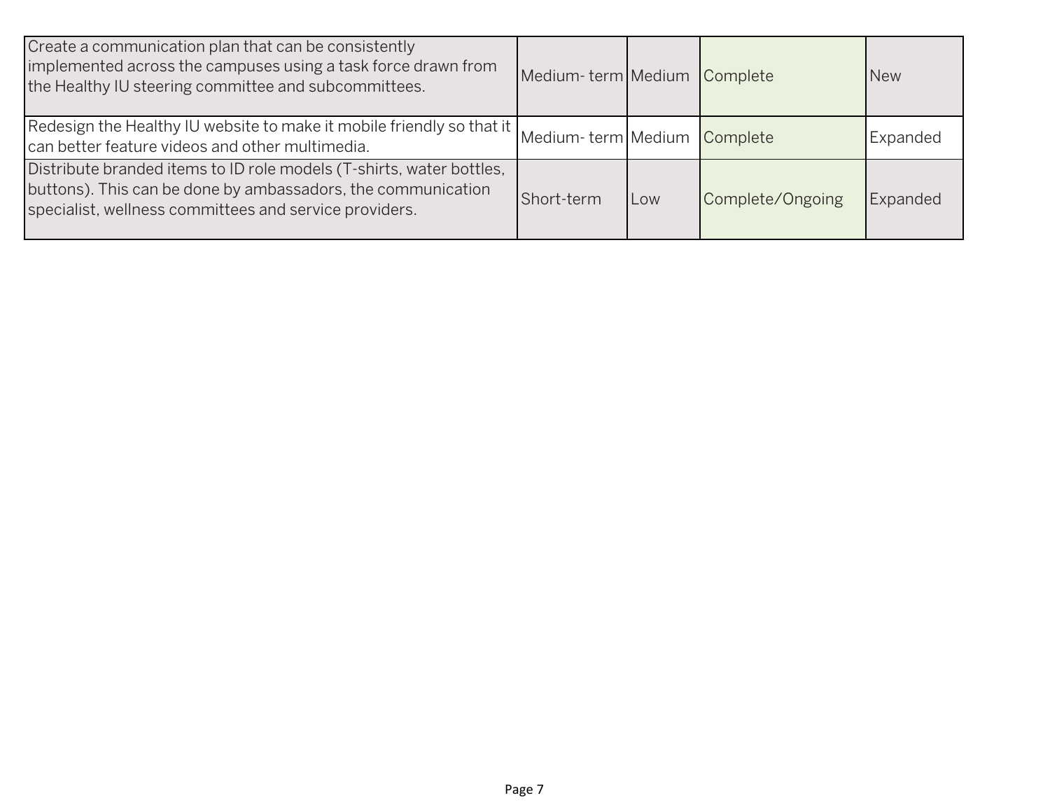| | | | | |
|---|---|---|---|---|
| Create a communication plan that can be consistently implemented across the campuses using a task force drawn from the Healthy IU steering committee and subcommittees. | Medium- term | Medium | Complete | New |
| Redesign the Healthy IU website to make it mobile friendly so that it can better feature videos and other multimedia. | Medium- term | Medium | Complete | Expanded |
| Distribute branded items to ID role models (T-shirts, water bottles, buttons). This can be done by ambassadors, the communication specialist, wellness committees and service providers. | Short-term | Low | Complete/Ongoing | Expanded |